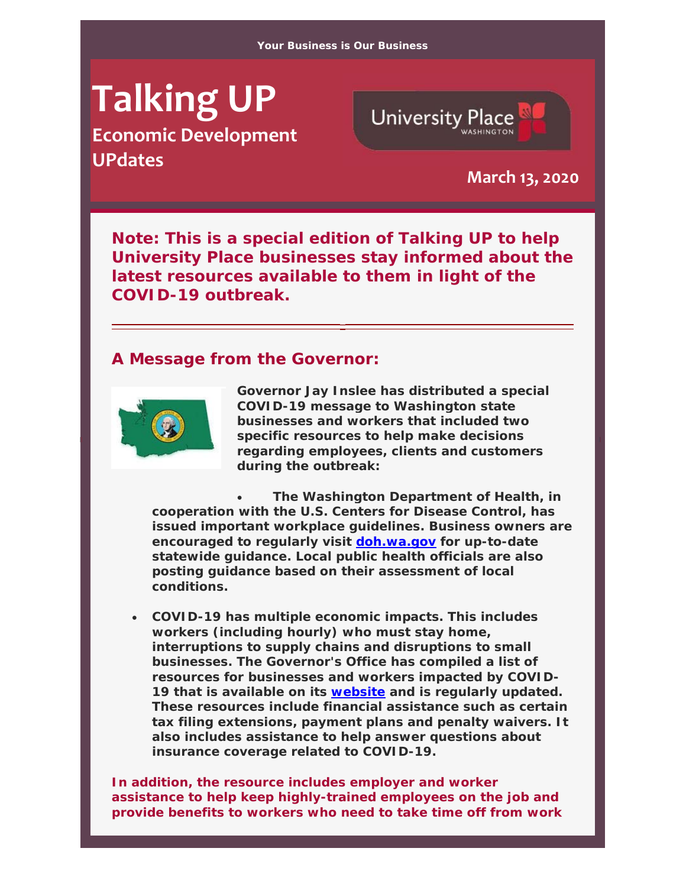Your Business is Our Business

# Talking UP

## Economic Development UPdates

University Place WASHINGTON

**March 13, 2020**

**Note: This is a special edition of Talking UP to help University Place businesses stay informed about the latest resources available to them in light of the COVID-19 outbreak.**

---

## A Message from the Governor:

**Governor Jay Inslee has distributed a special COVID-19 message to Washington state businesses and workers that included two specific resources to help make decisions regarding employees, clients and customers during the outbreak:**

- **The Washington Department of Health, in cooperation with the U.S. Centers for Disease Control, has issued important workplace guidelines. Business owners are encouraged to regularly visit [doh.wa.gov](doh.wa.gov) for up-to-date statewide guidance. Local public health officials are also posting guidance based on their assessment of local conditions.**
- **COVID-19 has multiple economic impacts. This includes workers (including hourly) who must stay home, interruptions to supply chains and disruptions to small businesses. The Governor's Office has compiled a list of resources for businesses and workers impacted by COVID-19 that is available on its [website](website) and is regularly updated. These resources include financial assistance such as certain tax filing extensions, payment plans and penalty waivers. It also includes assistance to help answer questions about insurance coverage related to COVID-19.**

**In addition, the resource includes employer and worker assistance to help keep highly-trained employees on the job and provide benefits to workers who need to take time off from work**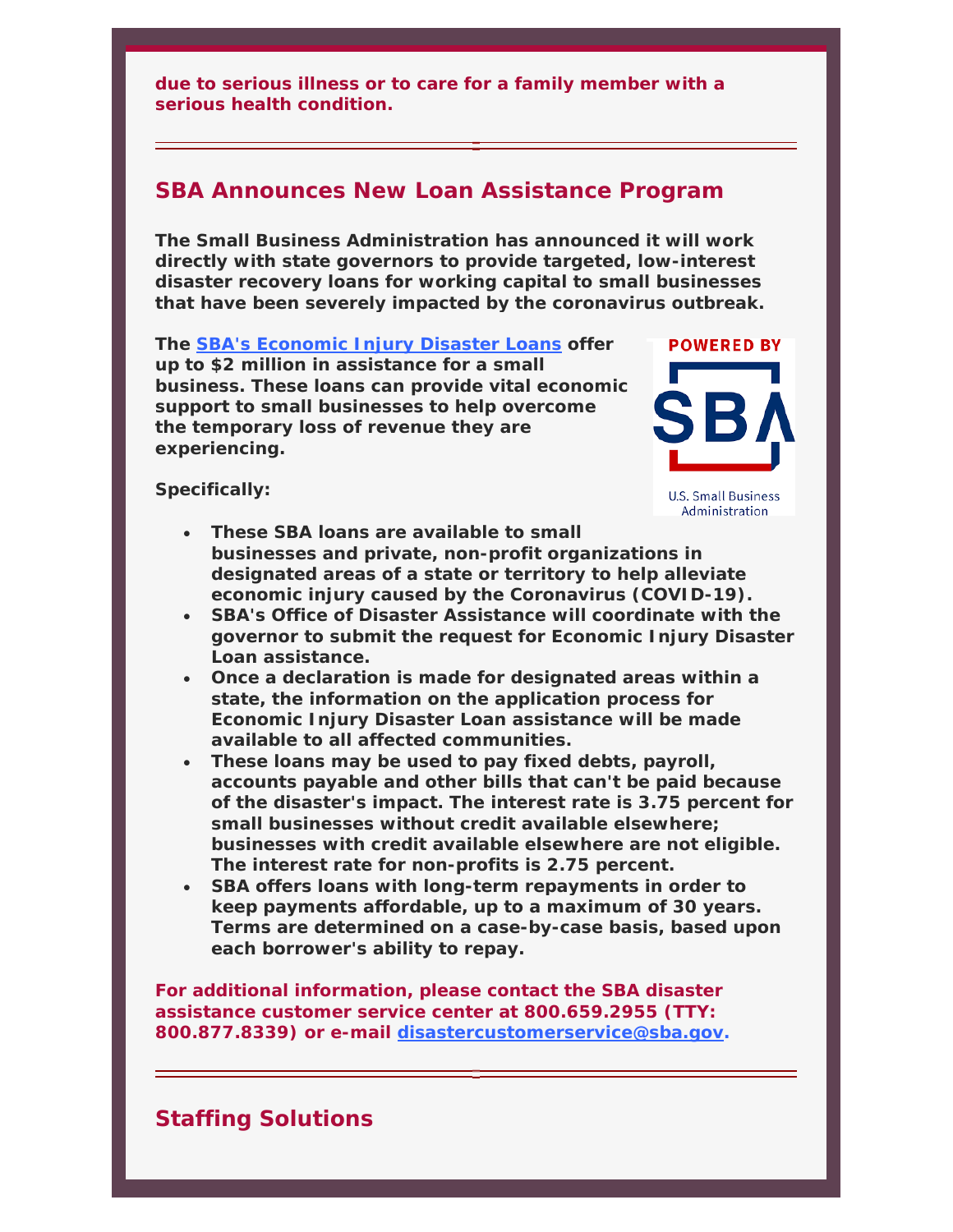**due to serious illness or to care for a family member with a serious health condition.**

---

## SBA Announces New Loan Assistance Program

**The Small Business Administration has announced it will work directly with state governors to provide targeted, low-interest disaster recovery loans for working capital to small businesses that have been severely impacted by the coronavirus outbreak.**

**The [SBA's Economic Injury Disaster Loans]() offer up to $2 million in assistance for a small business. These loans can provide vital economic support to small businesses to help overcome the temporary loss of revenue they are experiencing.**

**Specifically:**

- **These SBA loans are available to small businesses and private, non-profit organizations in designated areas of a state or territory to help alleviate economic injury caused by the Coronavirus (COVID-19).**
- **SBA's Office of Disaster Assistance will coordinate with the governor to submit the request for Economic Injury Disaster Loan assistance.**
- **Once a declaration is made for designated areas within a state, the information on the application process for Economic Injury Disaster Loan assistance will be made available to all affected communities.**
- **These loans may be used to pay fixed debts, payroll, accounts payable and other bills that can't be paid because of the disaster's impact. The interest rate is 3.75 percent for small businesses without credit available elsewhere; businesses with credit available elsewhere are not eligible. The interest rate for non-profits is 2.75 percent.**
- **SBA offers loans with long-term repayments in order to keep payments affordable, up to a maximum of 30 years. Terms are determined on a case-by-case basis, based upon each borrower's ability to repay.**

**For additional information, please contact the SBA disaster assistance customer service center at 800.659.2955 (TTY: 800.877.8339) or e-mail [disastercustomerservice@sba.gov](mailto:disastercustomerservice@sba.gov).**

---

## Staffing Solutions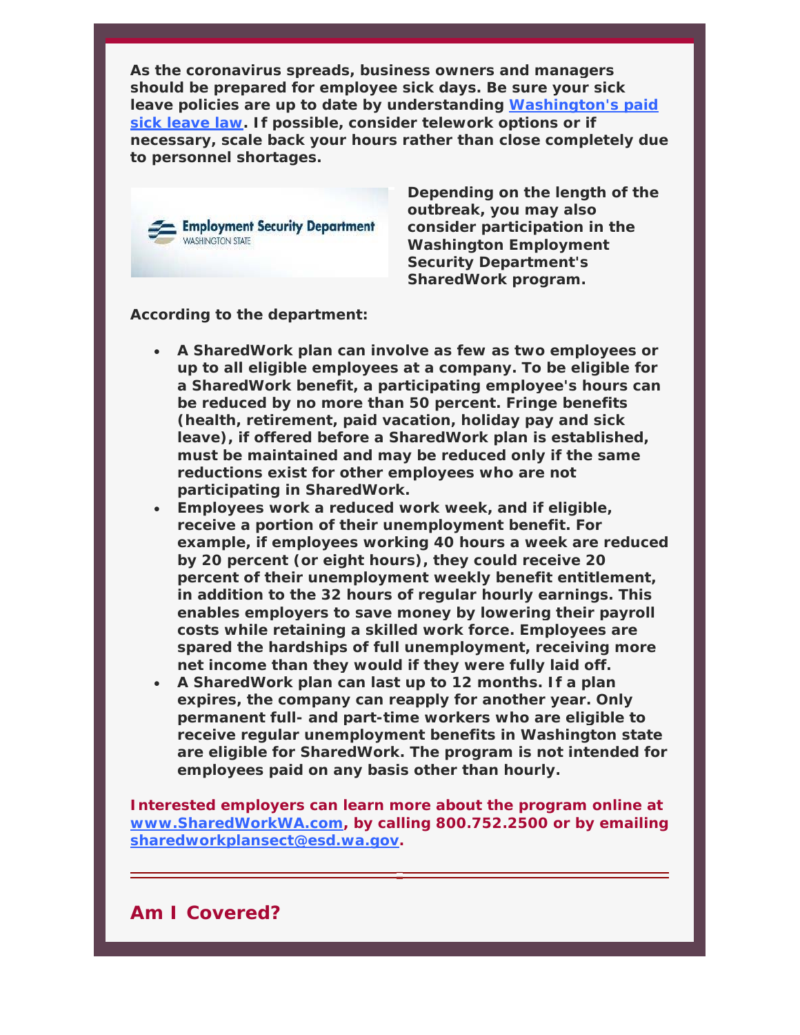**As the coronavirus spreads, business owners and managers should be prepared for employee sick days. Be sure your sick leave policies are up to date by understanding [Washington's paid sick leave law](). If possible, consider telework options or if necessary, scale back your hours rather than close completely due to personnel shortages.**

**Depending on the length of the outbreak, you may also consider participation in the Washington Employment Security Department's SharedWork program.**

**According to the department:**

- **A SharedWork plan can involve as few as two employees or up to all eligible employees at a company. To be eligible for a SharedWork benefit, a participating employee's hours can be reduced by no more than 50 percent. Fringe benefits (health, retirement, paid vacation, holiday pay and sick leave), if offered before a SharedWork plan is established, must be maintained and may be reduced only if the same reductions exist for other employees who are not participating in SharedWork.**
- **Employees work a reduced work week, and if eligible, receive a portion of their unemployment benefit. For example, if employees working 40 hours a week are reduced by 20 percent (or eight hours), they could receive 20 percent of their unemployment weekly benefit entitlement, in addition to the 32 hours of regular hourly earnings. This enables employers to save money by lowering their payroll costs while retaining a skilled work force. Employees are spared the hardships of full unemployment, receiving more net income than they would if they were fully laid off.**
- **A SharedWork plan can last up to 12 months. If a plan expires, the company can reapply for another year. Only permanent full- and part-time workers who are eligible to receive regular unemployment benefits in Washington state are eligible for SharedWork. The program is not intended for employees paid on any basis other than hourly.**

**Interested employers can learn more about the program online at [www.SharedWorkWA.com](), by calling 800.752.2500 or by emailing [sharedworkplansect@esd.wa.gov]().**

---

## Am I Covered?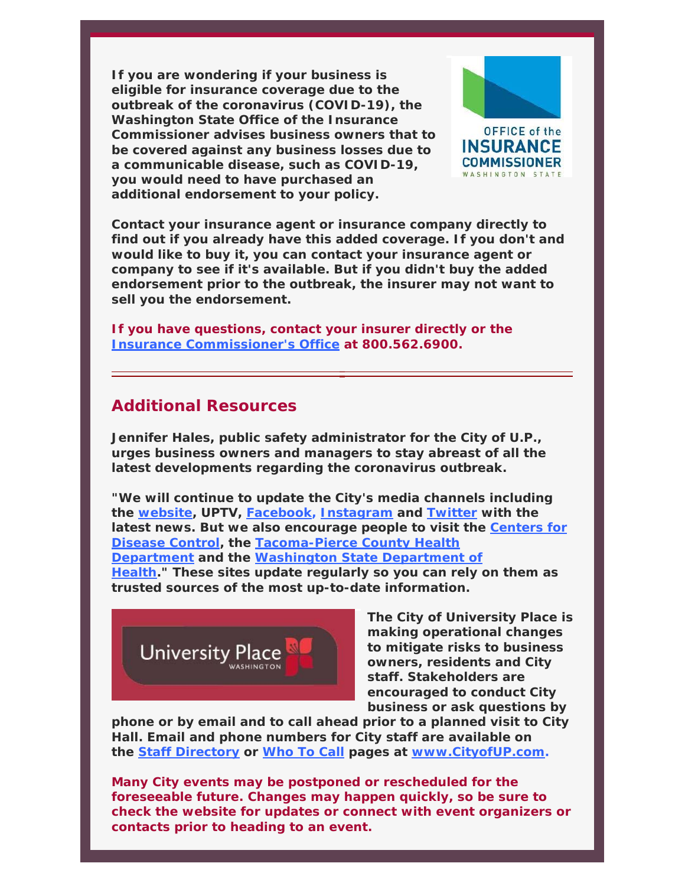**If you are wondering if your business is eligible for insurance coverage due to the outbreak of the coronavirus (COVID-19), the Washington State Office of the Insurance Commissioner advises business owners that to be covered against any business losses due to a communicable disease, such as COVID-19, you would need to have purchased an additional endorsement to your policy.**

**Contact your insurance agent or insurance company directly to find out if you already have this added coverage. If you don't and would like to buy it, you can contact your insurance agent or company to see if it's available. But if you didn't buy the added endorsement prior to the outbreak, the insurer may not want to sell you the endorsement.**

**If you have questions, contact your insurer directly or the Insurance Commissioner's Office at 800.562.6900.**

---

## Additional Resources

**Jennifer Hales, public safety administrator for the City of U.P., urges business owners and managers to stay abreast of all the latest developments regarding the coronavirus outbreak.**

**"We will continue to update the City's media channels including the website, UPTV, Facebook, Instagram and Twitter with the latest news. But we also encourage people to visit the Centers for Disease Control, the Tacoma-Pierce County Health Department and the Washington State Department of Health." These sites update regularly so you can rely on them as trusted sources of the most up-to-date information.**

**The City of University Place is making operational changes to mitigate risks to business owners, residents and City staff. Stakeholders are encouraged to conduct City business or ask questions by phone or by email and to call ahead prior to a planned visit to City Hall. Email and phone numbers for City staff are available on the Staff Directory or Who To Call pages at www.CityofUP.com.**

**Many City events may be postponed or rescheduled for the foreseeable future. Changes may happen quickly, so be sure to check the website for updates or connect with event organizers or contacts prior to heading to an event.**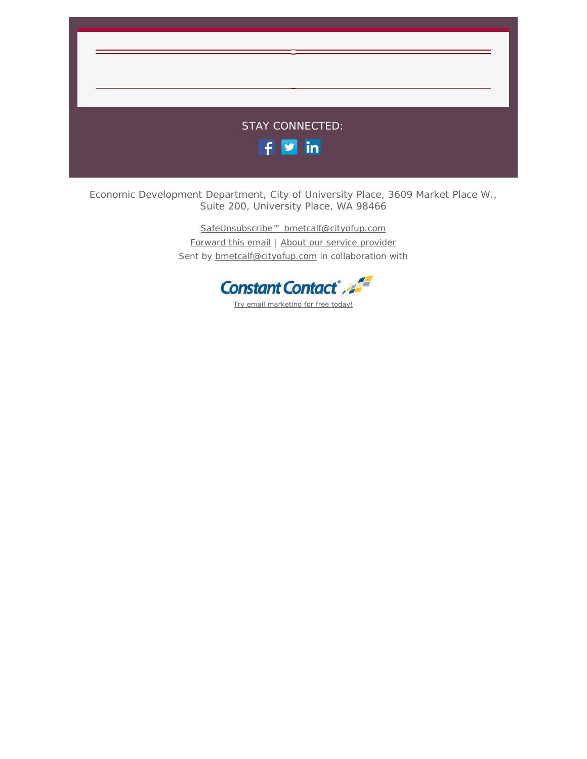STAY CONNECTED:

Economic Development Department, City of University Place, 3609 Market Place W., Suite 200, University Place, WA 98466

SafeUnsubscribe™ bmetcalf@cityofup.com

Forward this email | About our service provider

Sent by bmetcalf@cityofup.com in collaboration with

Constant Contact

Try email marketing for free today!